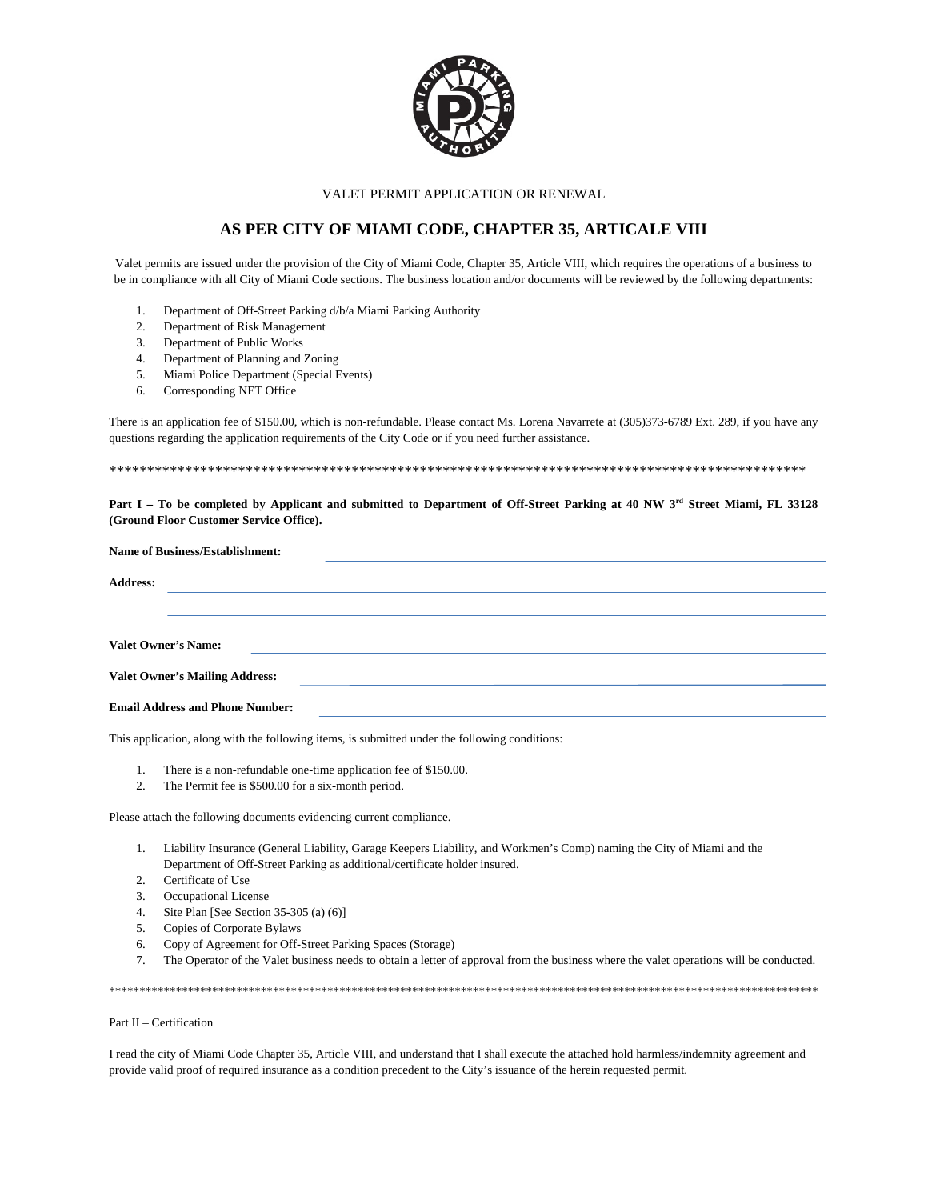VALET PERMIT APPLICATION OR RENEWAL

# AS PER CITY OF MIAMI CODE, CHAPTER 35, ARTICALE VIII

Valet permits are issued under the provision of the City of Miami Code, Chapter 35, Article VIII, which requires the operations of a business to be in compliance with all City of Miami Code sections. The business location and/or documents will be reviewed by the following departments:

1. Department of Off-Street Parking d/b/a Miami Parking Authority
2. Department of Risk Management
3. Department of Public Works
4. Department of Planning and Zoning
5. Miami Police Department (Special Events)
6. Corresponding NET Office

There is an application fee of $150.00, which is non-refundable. Please contact Ms. Lorena Navarrete at (305)373-6789 Ext. 289, if you have any questions regarding the application requirements of the City Code or if you need further assistance.

**************************************************************************************************

**Part I – To be completed by Applicant and submitted to Department of Off-Street Parking at 40 NW 3rd Street Miami, FL 33128 (Ground Floor Customer Service Office).**

**Name of Business/Establishment:** ______________________________

**Address:** ______________________________

______________________________

**Valet Owner's Name:** ______________________________

**Valet Owner's Mailing Address:** ______________________________

**Email Address and Phone Number:** ______________________________

This application, along with the following items, is submitted under the following conditions:

1. There is a non-refundable one-time application fee of $150.00.
2. The Permit fee is $500.00 for a six-month period.

Please attach the following documents evidencing current compliance.

1. Liability Insurance (General Liability, Garage Keepers Liability, and Workmen's Comp) naming the City of Miami and the Department of Off-Street Parking as additional/certificate holder insured.
2. Certificate of Use
3. Occupational License
4. Site Plan [See Section 35-305 (a) (6)]
5. Copies of Corporate Bylaws
6. Copy of Agreement for Off-Street Parking Spaces (Storage)
7. The Operator of the Valet business needs to obtain a letter of approval from the business where the valet operations will be conducted.

**************************************************************************************************************************

Part II – Certification

I read the city of Miami Code Chapter 35, Article VIII, and understand that I shall execute the attached hold harmless/indemnity agreement and provide valid proof of required insurance as a condition precedent to the City's issuance of the herein requested permit.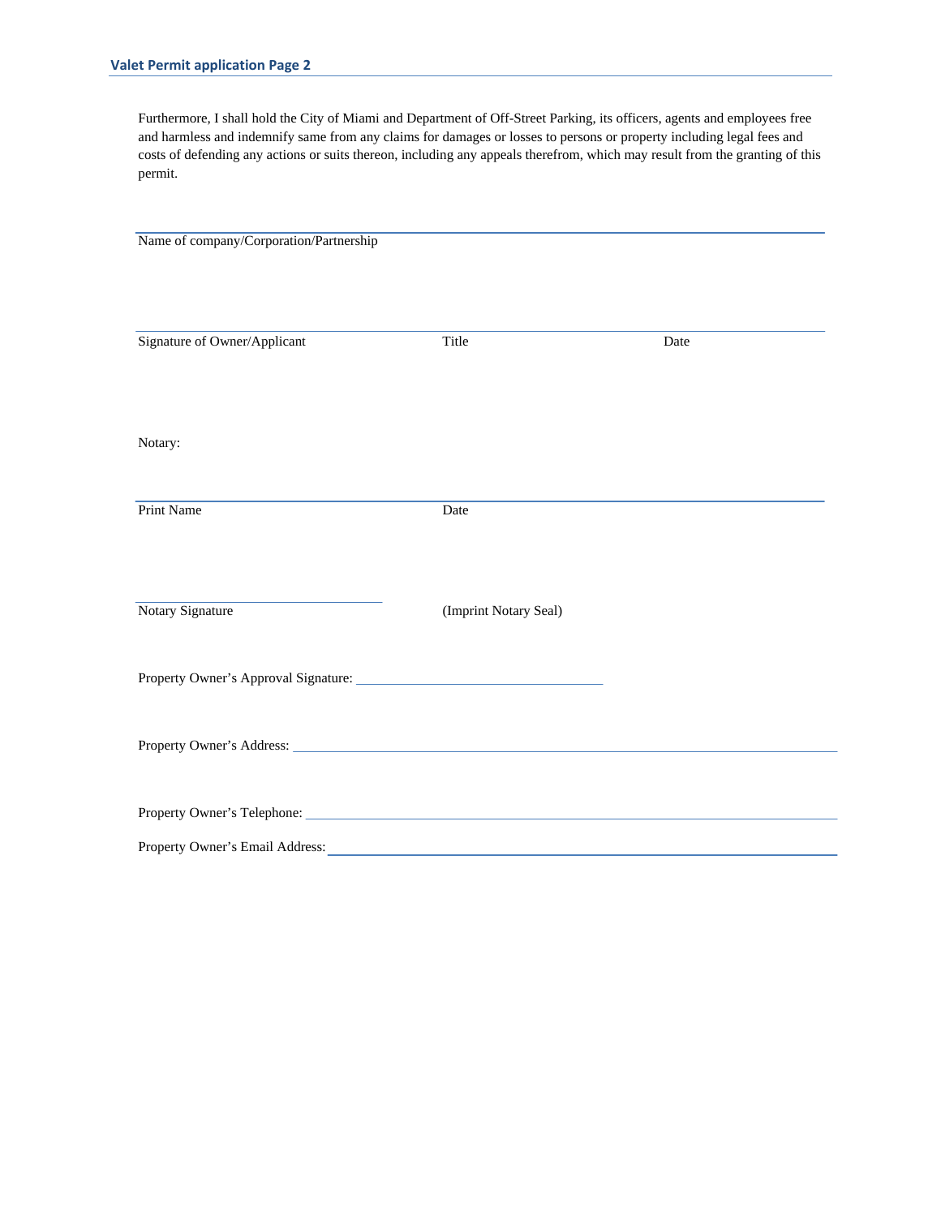Furthermore, I shall hold the City of Miami and Department of Off-Street Parking, its officers, agents and employees free and harmless and indemnify same from any claims for damages or losses to persons or property including legal fees and costs of defending any actions or suits thereon, including any appeals therefrom, which may result from the granting of this permit.

\_\_\_\_\_\_\_\_\_\_\_\_\_\_\_\_\_\_\_\_\_\_\_\_\_\_\_\_\_\_\_\_\_\_\_\_\_\_\_\_\_\_\_\_\_\_\_\_\_\_\_\_\_\_\_\_

Name of company/Corporation/Partnership

\_\_\_\_\_\_\_\_\_\_\_\_\_\_\_\_\_\_\_\_\_\_\_\_\_\_\_\_\_\_\_\_\_\_\_\_\_\_\_\_\_\_\_\_\_\_\_\_\_\_\_\_\_\_\_\_

Signature of Owner/Applicant                    Title                    Date

Notary:

\_\_\_\_\_\_\_\_\_\_\_\_\_\_\_\_\_\_\_\_\_\_\_\_\_\_\_\_\_\_\_\_\_\_\_\_\_\_\_\_\_\_\_\_\_\_\_\_\_\_\_\_\_\_\_\_

Print Name                    Date

\_\_\_\_\_\_\_\_\_\_\_\_\_\_\_\_\_\_\_\_\_\_\_\_\_\_\_\_\_\_

Notary Signature                    (Imprint Notary Seal)

Property Owner's Approval Signature: \_\_\_\_\_\_\_\_\_\_\_\_\_\_\_\_\_\_\_\_\_\_\_\_\_\_\_\_\_\_

Property Owner's Address: \_\_\_\_\_\_\_\_\_\_\_\_\_\_\_\_\_\_\_\_\_\_\_\_\_\_\_\_\_\_\_\_\_\_\_\_\_\_\_\_\_\_\_\_

Property Owner's Telephone: \_\_\_\_\_\_\_\_\_\_\_\_\_\_\_\_\_\_\_\_\_\_\_\_\_\_\_\_\_\_\_\_\_\_\_\_\_\_\_\_\_\_\_\_

Property Owner's Email Address: \_\_\_\_\_\_\_\_\_\_\_\_\_\_\_\_\_\_\_\_\_\_\_\_\_\_\_\_\_\_\_\_\_\_\_\_\_\_\_\_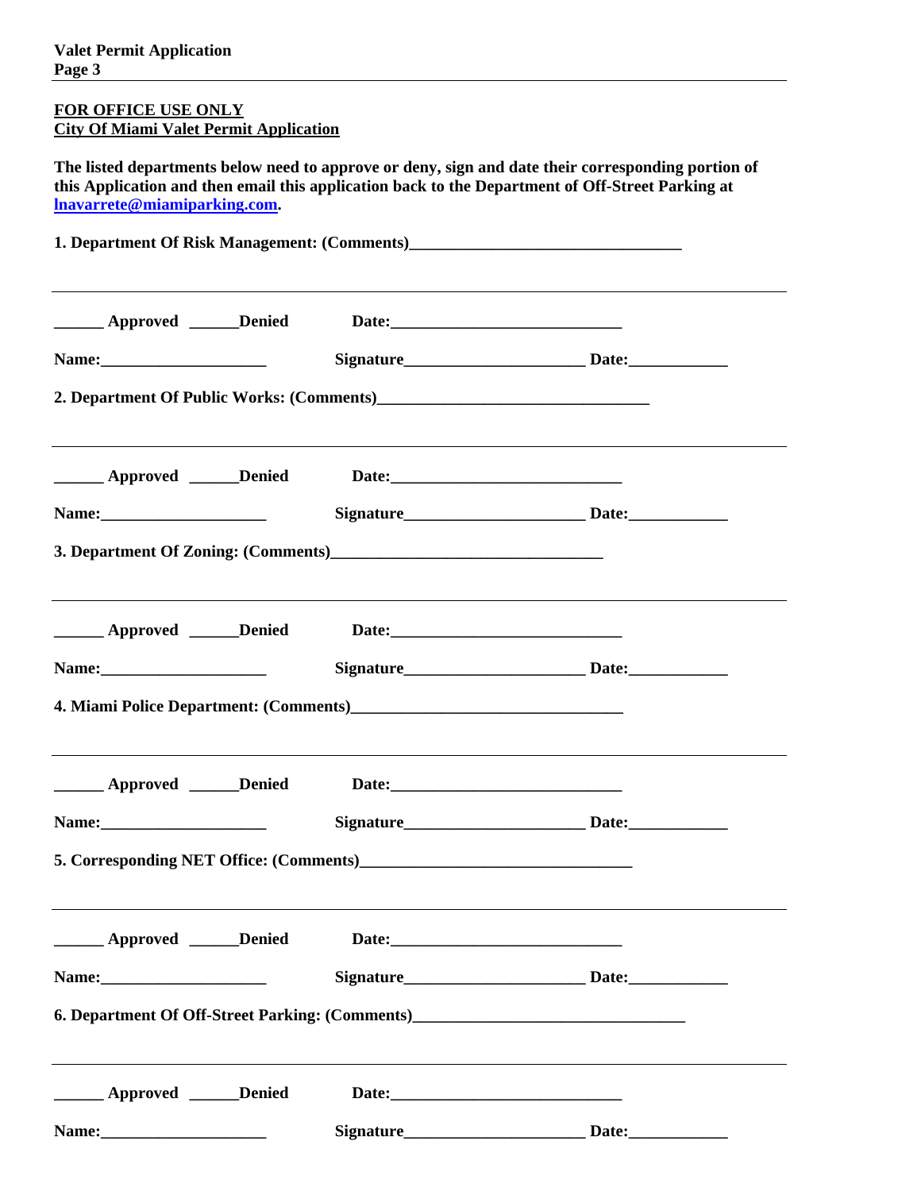**FOR OFFICE USE ONLY**
**City Of Miami Valet Permit Application**

**The listed departments below need to approve or deny, sign and date their corresponding portion of this Application and then email this application back to the Department of Off-Street Parking at lnavarrete@miamiparking.com.**

**1. Department Of Risk Management: (Comments)**_________________________________

______________________________________________________________________________

______ **Approved** ______**Denied** **Date:**____________________________

**Name:**____________________ **Signature**_____________________ **Date:**____________

**2. Department Of Public Works: (Comments)**_________________________________

______________________________________________________________________________

______ **Approved** ______**Denied** **Date:**____________________________

**Name:**____________________ **Signature**_____________________ **Date:**____________

**3. Department Of Zoning: (Comments)**_________________________________

______________________________________________________________________________

______ **Approved** ______**Denied** **Date:**____________________________

**Name:**____________________ **Signature**_____________________ **Date:**____________

**4. Miami Police Department: (Comments)**_________________________________

______________________________________________________________________________

______ **Approved** ______**Denied** **Date:**____________________________

**Name:**____________________ **Signature**_____________________ **Date:**____________

**5. Corresponding NET Office: (Comments)**_________________________________

______________________________________________________________________________

______ **Approved** ______**Denied** **Date:**____________________________

**Name:**____________________ **Signature**_____________________ **Date:**____________

**6. Department Of Off-Street Parking: (Comments)**_________________________________

______________________________________________________________________________

______ **Approved** ______**Denied** **Date:**____________________________

**Name:**____________________ **Signature**_____________________ **Date:**____________